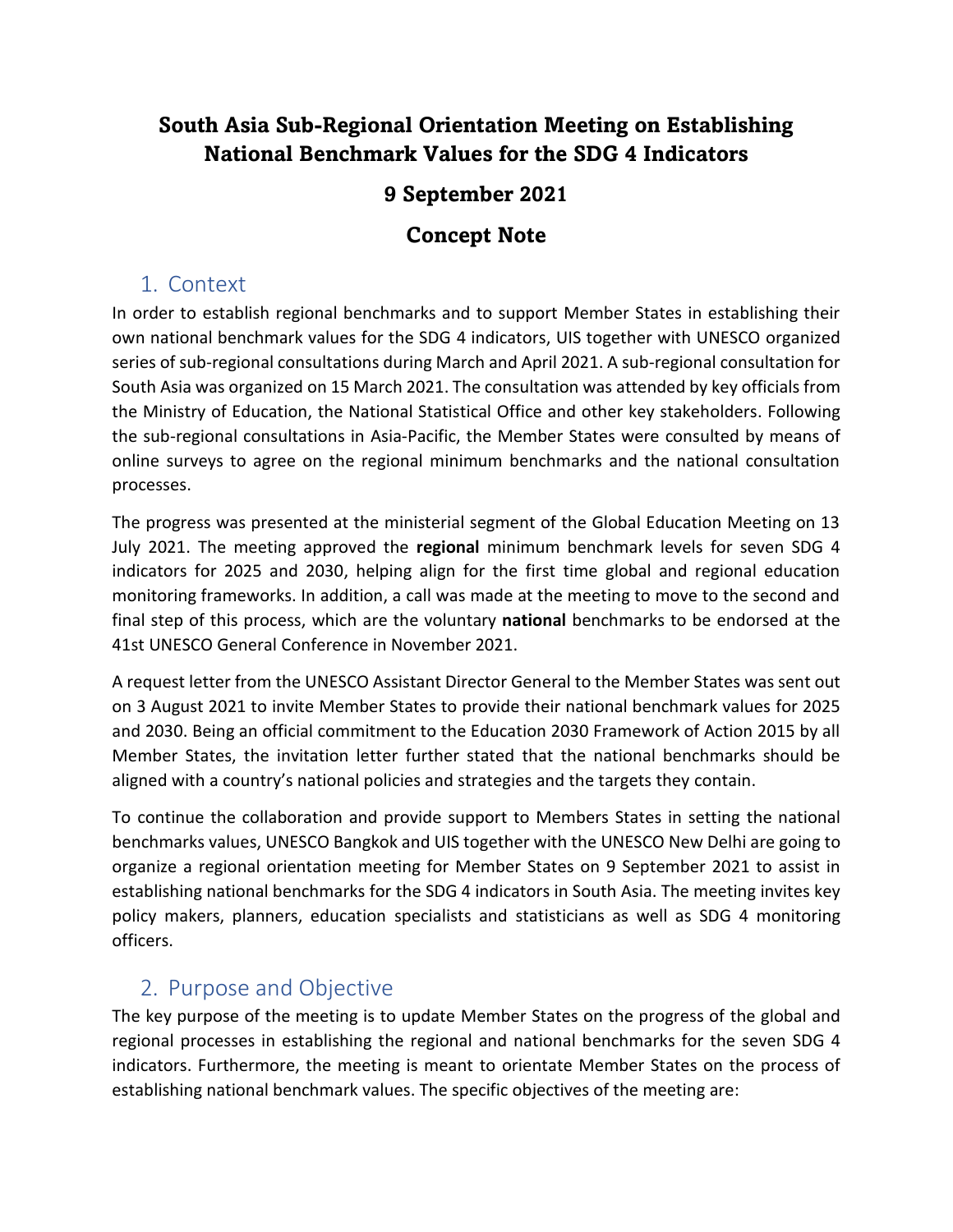# South Asia Sub-Regional Orientation Meeting on Establishing National Benchmark Values for the SDG 4 Indicators

## 9 September 2021

## Concept Note

## 1. Context

In order to establish regional benchmarks and to support Member States in establishing their own national benchmark values for the SDG 4 indicators, UIS together with UNESCO organized series of sub-regional consultations during March and April 2021. A sub-regional consultation for South Asia was organized on 15 March 2021. The consultation was attended by key officials from the Ministry of Education, the National Statistical Office and other key stakeholders. Following the sub-regional consultations in Asia-Pacific, the Member States were consulted by means of online surveys to agree on the regional minimum benchmarks and the national consultation processes.

The progress was presented at the ministerial segment of the Global Education Meeting on 13 July 2021. The meeting approved the **regional** minimum benchmark levels for seven SDG 4 indicators for 2025 and 2030, helping align for the first time global and regional education monitoring frameworks. In addition, a call was made at the meeting to move to the second and final step of this process, which are the voluntary **national** benchmarks to be endorsed at the 41st UNESCO General Conference in November 2021.

A request letter from the UNESCO Assistant Director General to the Member States was sent out on 3 August 2021 to invite Member States to provide their national benchmark values for 2025 and 2030. Being an official commitment to the Education 2030 Framework of Action 2015 by all Member States, the invitation letter further stated that the national benchmarks should be aligned with a country's national policies and strategies and the targets they contain.

To continue the collaboration and provide support to Members States in setting the national benchmarks values, UNESCO Bangkok and UIS together with the UNESCO New Delhi are going to organize a regional orientation meeting for Member States on 9 September 2021 to assist in establishing national benchmarks for the SDG 4 indicators in South Asia. The meeting invites key policy makers, planners, education specialists and statisticians as well as SDG 4 monitoring officers.

## 2. Purpose and Objective

The key purpose of the meeting is to update Member States on the progress of the global and regional processes in establishing the regional and national benchmarks for the seven SDG 4 indicators. Furthermore, the meeting is meant to orientate Member States on the process of establishing national benchmark values. The specific objectives of the meeting are: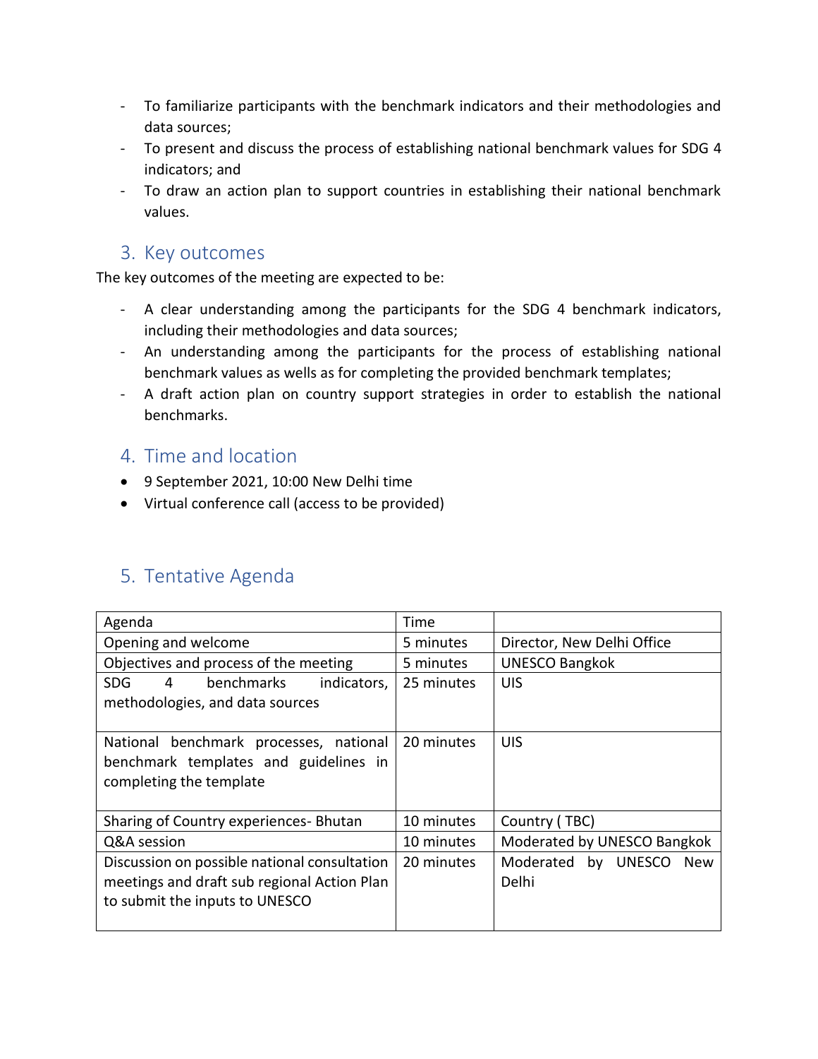- To familiarize participants with the benchmark indicators and their methodologies and data sources;
- To present and discuss the process of establishing national benchmark values for SDG 4 indicators; and
- To draw an action plan to support countries in establishing their national benchmark values.

## 3. Key outcomes

The key outcomes of the meeting are expected to be:

- A clear understanding among the participants for the SDG 4 benchmark indicators, including their methodologies and data sources;
- An understanding among the participants for the process of establishing national benchmark values as wells as for completing the provided benchmark templates;
- A draft action plan on country support strategies in order to establish the national benchmarks.

## 4. Time and location

- 9 September 2021, 10:00 New Delhi time
- Virtual conference call (access to be provided)

## 5. Tentative Agenda

| Agenda | Time | |
|---|---|---|
| Opening and welcome | 5 minutes | Director, New Delhi Office |
| Objectives and process of the meeting | 5 minutes | UNESCO Bangkok |
| SDG 4 benchmarks indicators, methodologies, and data sources | 25 minutes | UIS |
| National benchmark processes, national benchmark templates and guidelines in completing the template | 20 minutes | UIS |
| Sharing of Country experiences- Bhutan | 10 minutes | Country ( TBC) |
| Q&A session | 10 minutes | Moderated by UNESCO Bangkok |
| Discussion on possible national consultation meetings and draft sub regional Action Plan to submit the inputs to UNESCO | 20 minutes | Moderated by UNESCO New Delhi |